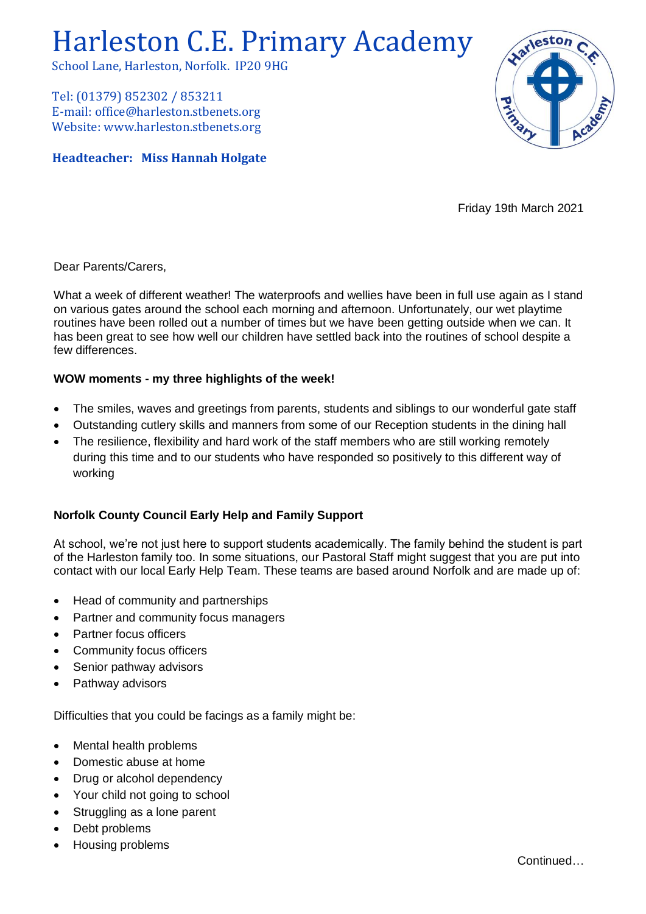# Harleston C.E. Primary Academy

School Lane, Harleston, Norfolk. IP20 9HG

Tel: (01379) 852302 / 853211
E-mail: office@harleston.stbenets.org
Website: www.harleston.stbenets.org

**Headteacher: Miss Hannah Holgate**

Friday 19th March 2021

Dear Parents/Carers,

What a week of different weather! The waterproofs and wellies have been in full use again as I stand on various gates around the school each morning and afternoon. Unfortunately, our wet playtime routines have been rolled out a number of times but we have been getting outside when we can. It has been great to see how well our children have settled back into the routines of school despite a few differences.

**WOW moments - my three highlights of the week!**

- The smiles, waves and greetings from parents, students and siblings to our wonderful gate staff
- Outstanding cutlery skills and manners from some of our Reception students in the dining hall
- The resilience, flexibility and hard work of the staff members who are still working remotely during this time and to our students who have responded so positively to this different way of working

**Norfolk County Council Early Help and Family Support**

At school, we're not just here to support students academically. The family behind the student is part of the Harleston family too. In some situations, our Pastoral Staff might suggest that you are put into contact with our local Early Help Team. These teams are based around Norfolk and are made up of:

- Head of community and partnerships
- Partner and community focus managers
- Partner focus officers
- Community focus officers
- Senior pathway advisors
- Pathway advisors

Difficulties that you could be facings as a family might be:

- Mental health problems
- Domestic abuse at home
- Drug or alcohol dependency
- Your child not going to school
- Struggling as a lone parent
- Debt problems
- Housing problems

Continued…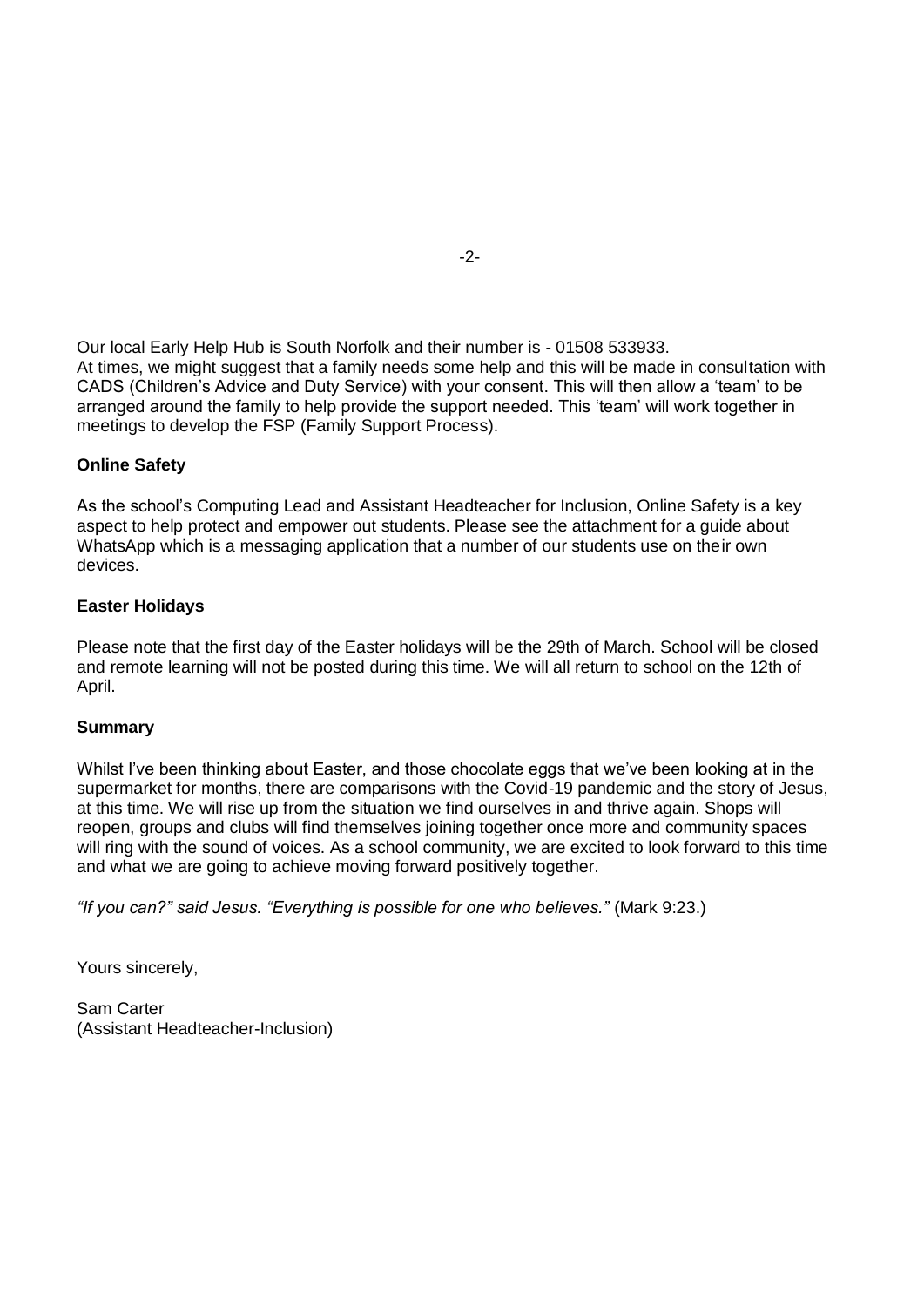Our local Early Help Hub is South Norfolk and their number is - 01508 533933.
At times, we might suggest that a family needs some help and this will be made in consultation with CADS (Children's Advice and Duty Service) with your consent. This will then allow a 'team' to be arranged around the family to help provide the support needed. This 'team' will work together in meetings to develop the FSP (Family Support Process).

**Online Safety**

As the school's Computing Lead and Assistant Headteacher for Inclusion, Online Safety is a key aspect to help protect and empower out students. Please see the attachment for a guide about WhatsApp which is a messaging application that a number of our students use on their own devices.

**Easter Holidays**

Please note that the first day of the Easter holidays will be the 29th of March. School will be closed and remote learning will not be posted during this time. We will all return to school on the 12th of April.

**Summary**

Whilst I've been thinking about Easter, and those chocolate eggs that we've been looking at in the supermarket for months, there are comparisons with the Covid-19 pandemic and the story of Jesus, at this time. We will rise up from the situation we find ourselves in and thrive again. Shops will reopen, groups and clubs will find themselves joining together once more and community spaces will ring with the sound of voices. As a school community, we are excited to look forward to this time and what we are going to achieve moving forward positively together.

*"If you can?" said Jesus. "Everything is possible for one who believes."* (Mark 9:23.)

Yours sincerely,

Sam Carter
(Assistant Headteacher-Inclusion)